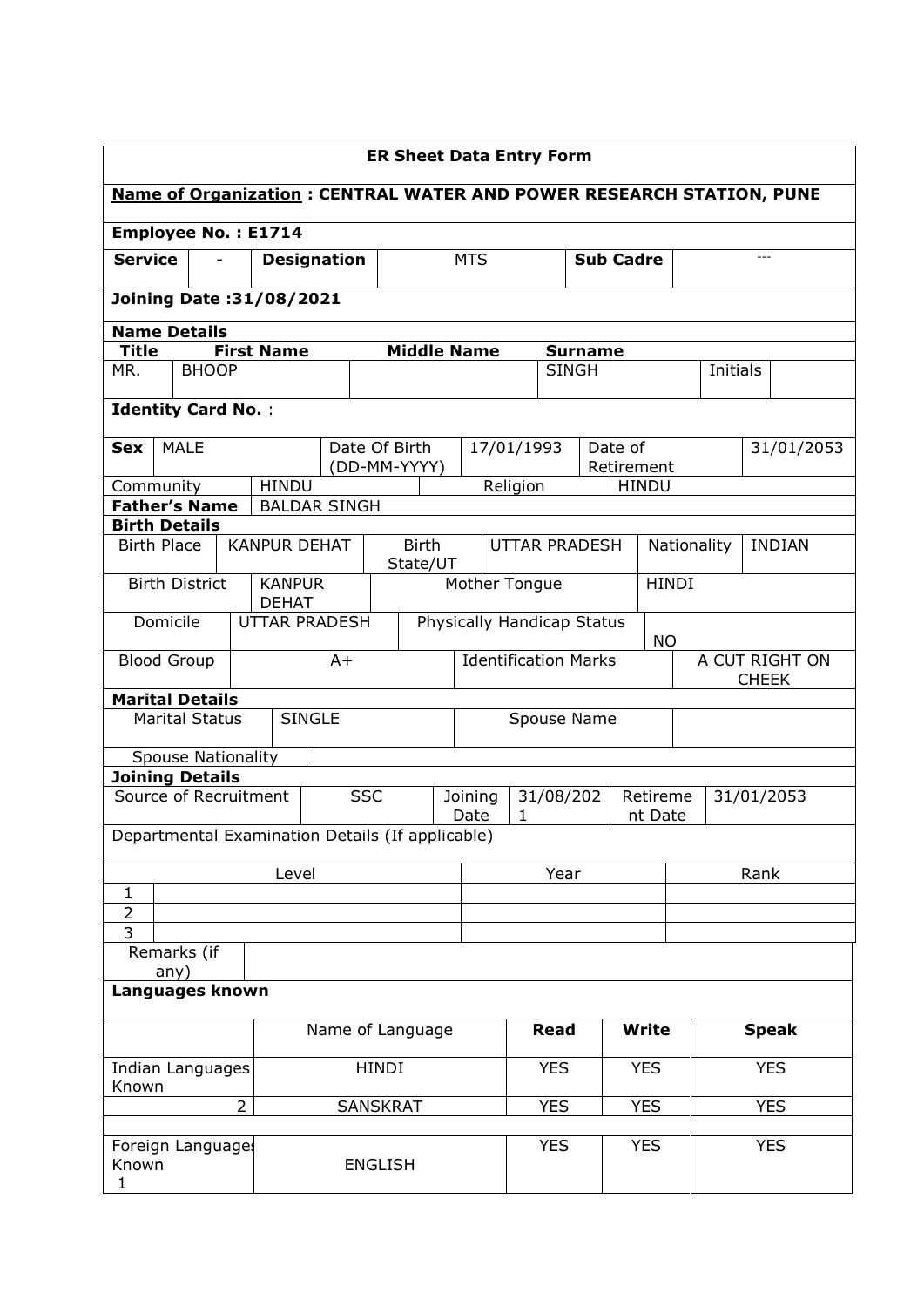# ER Sheet Data Entry Form

**Name of Organization : CENTRAL WATER AND POWER RESEARCH STATION, PUNE**

**Employee No. : E1714**

| **Service** | - | **Designation** | MTS | **Sub Cadre** | --- |
|---|---|---|---|---|---|

**Joining Date :31/08/2021**

**Name Details**

| **Title** | **First Name** | **Middle Name** | **Surname** | | |
|---|---|---|---|---|---|
| MR. | BHOOP | | SINGH | Initials | |

**Identity Card No.** :

| **Sex** | MALE | Date Of Birth (DD-MM-YYYY) | 17/01/1993 | Date of Retirement | 31/01/2053 |
|---|---|---|---|---|---|
| Community | HINDU | Religion | HINDU | | |
| **Father's Name** | BALDAR SINGH | | | | |

**Birth Details**

| Birth Place | KANPUR DEHAT | Birth State/UT | UTTAR PRADESH | Nationality | INDIAN |
|---|---|---|---|---|---|
| Birth District | KANPUR DEHAT | Mother Tongue | HINDI | | |
| Domicile | UTTAR PRADESH | Physically Handicap Status | NO | | |
| Blood Group | A+ | Identification Marks | A CUT RIGHT ON CHEEK | | |

**Marital Details**

| Marital Status | SINGLE | Spouse Name | |
|---|---|---|---|
| Spouse Nationality | | | |

**Joining Details**

| Source of Recruitment | SSC | Joining Date | 31/08/2021 | Retirement Date | 31/01/2053 |
|---|---|---|---|---|---|

Departmental Examination Details (If applicable)

| | Level | Year | Rank |
|---|---|---|---|
| 1 | | | |
| 2 | | | |
| 3 | | | |

| Remarks (if any) | |
|---|---|

**Languages known**

| | Name of Language | **Read** | **Write** | **Speak** |
|---|---|---|---|---|
| Indian Languages Known | HINDI | YES | YES | YES |
| 2 | SANSKRAT | YES | YES | YES |
| Foreign Languages Known 1 | ENGLISH | YES | YES | YES |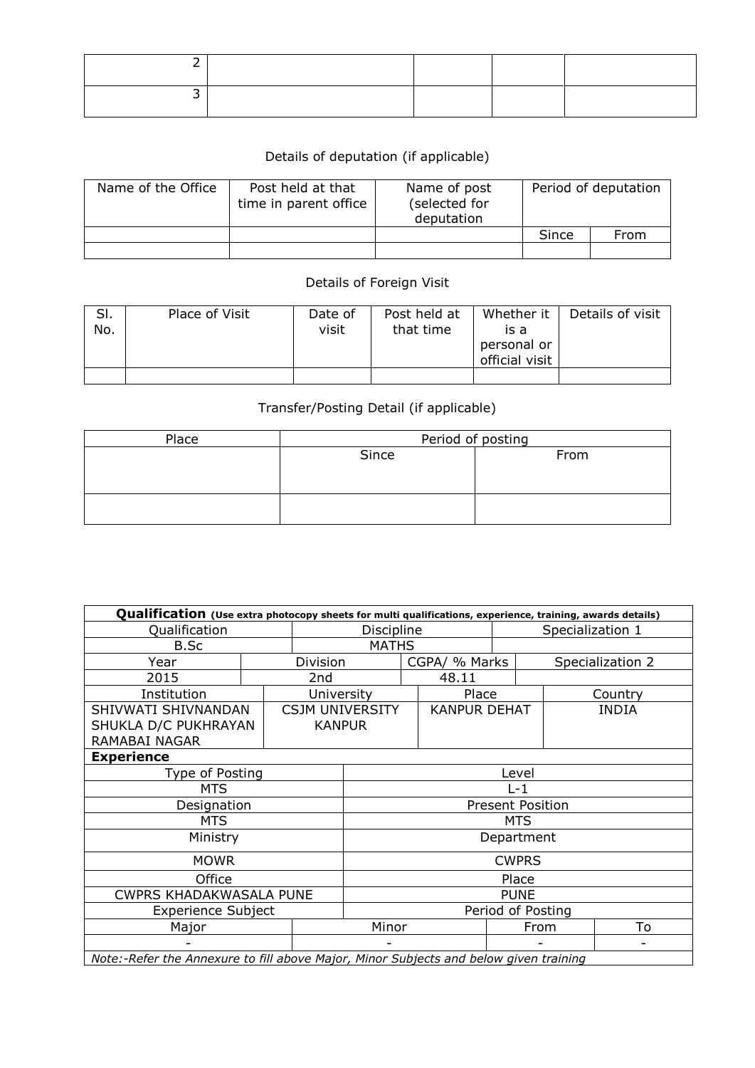| 2 | | | | |
|---|---|---|---|---|
| 3 | | | | |

Details of deputation (if applicable)

| Name of the Office | Post held at that time in parent office | Name of post (selected for deputation | Period of deputation | |
|---|---|---|---|---|
| | | | Since | From |
| | | | | |

Details of Foreign Visit

| Sl. No. | Place of Visit | Date of visit | Post held at that time | Whether it is a personal or official visit | Details of visit |
|---|---|---|---|---|---|
| | | | | | |

Transfer/Posting Detail (if applicable)

| Place | Period of posting | |
|---|---|---|
| | Since | From |
| | | |

| **Qualification** (Use extra photocopy sheets for multi qualifications, experience, training, awards details) | | | |
|---|---|---|---|
| Qualification | Discipline | Specialization 1 | |
| B.Sc | MATHS | | |
| Year | Division | CGPA/ % Marks | Specialization 2 |
| 2015 | 2nd | 48.11 | |
| Institution | University | Place | Country |
| SHIVWATI SHIVNANDAN SHUKLA D/C PUKHRAYAN RAMABAI NAGAR | CSJM UNIVERSITY KANPUR | KANPUR DEHAT | INDIA |
| **Experience** | | | |
| Type of Posting | Level | | |
| MTS | L-1 | | |
| Designation | Present Position | | |
| MTS | MTS | | |
| Ministry | Department | | |
| MOWR | CWPRS | | |
| Office | Place | | |
| CWPRS KHADAKWASALA PUNE | PUNE | | |
| Experience Subject | | Period of Posting | |
| Major | Minor | From | To |
| - | - | - | - |

*Note:-Refer the Annexure to fill above Major, Minor Subjects and below given training*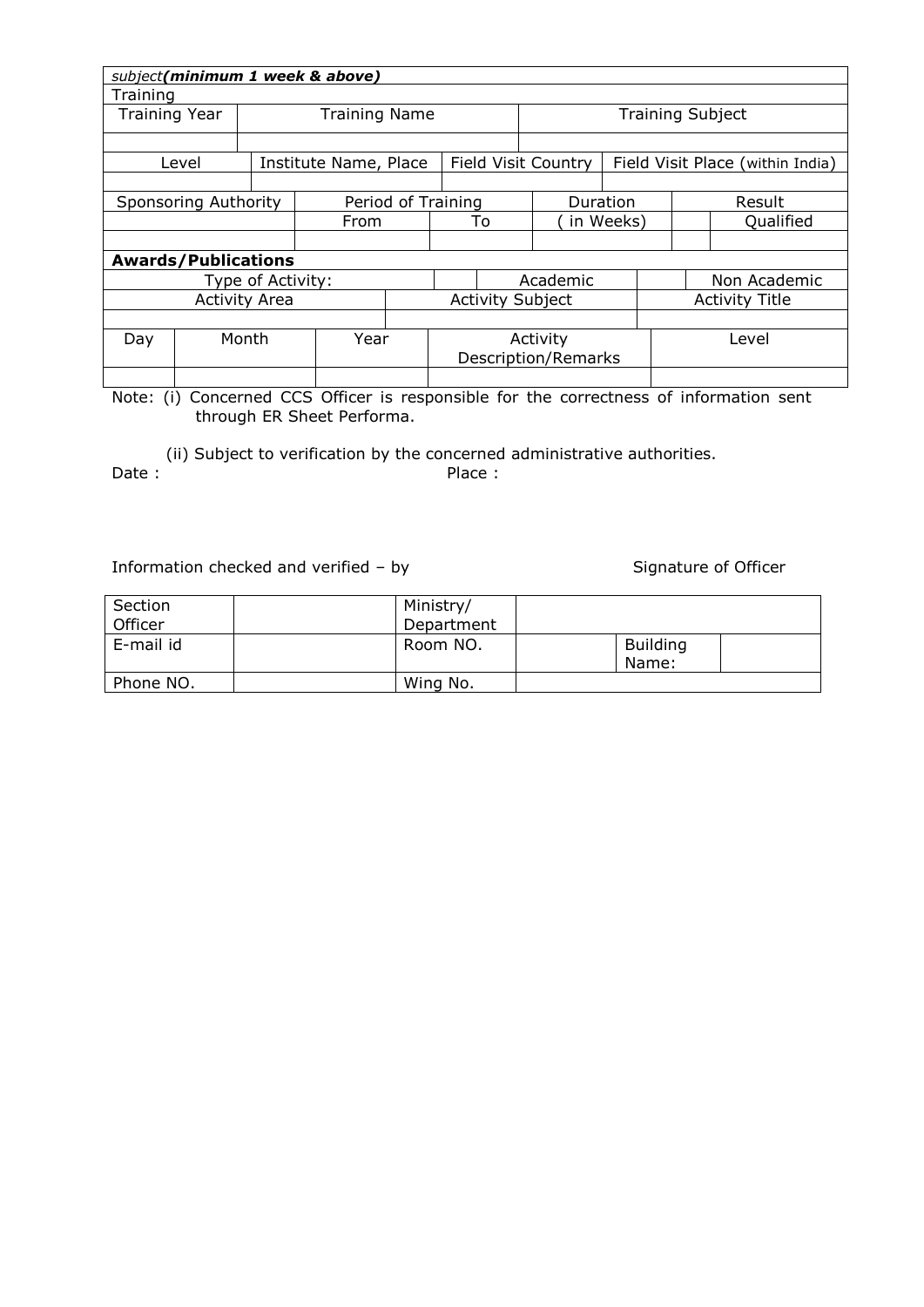| *subject**(minimum 1 week & above)*** | | | | | |
|---|---|---|---|---|---|
| Training | | | | | |
| Training Year | Training Name | | Training Subject | | |
| | | | | | |
| Level | Institute Name, Place | | Field Visit Country | Field Visit Place (within India) | |
| | | | | | |
| Sponsoring Authority | Period of Training | | Duration | Result | |
| | From | To | ( in Weeks) | | Qualified |
| | | | | | |

| **Awards/Publications** | | | | | |
|---|---|---|---|---|---|
| Type of Activity: | | | Academic | | Non Academic |
| Activity Area | | Activity Subject | | Activity Title | |
| | | | | | |

| Day | Month | Year | Activity Description/Remarks | Level |
|---|---|---|---|---|
| | | | | |

Note: (i) Concerned CCS Officer is responsible for the correctness of information sent through ER Sheet Performa.

(ii) Subject to verification by the concerned administrative authorities.

Date : Place :

Information checked and verified – by Signature of Officer

| Section Officer | | Ministry/ Department | | | |
|---|---|---|---|---|---|
| E-mail id | | Room NO. | | Building Name: | |
| Phone NO. | | Wing No. | | | |